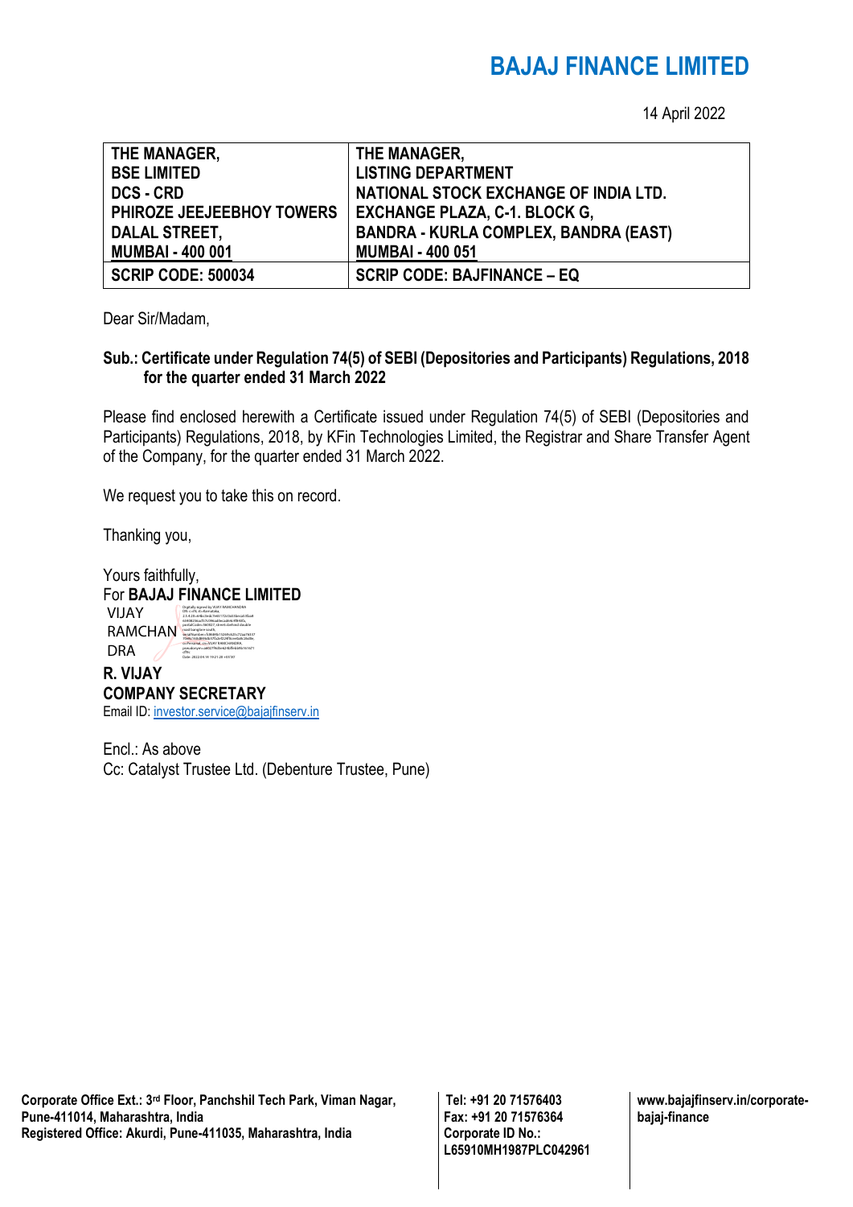# BAJAJ FINANCE LIMITED

14 April 2022

| THE MANAGER, BSE LIMITED DCS - CRD PHIROZE JEEJEEBHOY TOWERS DALAL STREET, MUMBAI - 400 001 | THE MANAGER, LISTING DEPARTMENT NATIONAL STOCK EXCHANGE OF INDIA LTD. EXCHANGE PLAZA, C-1. BLOCK G, BANDRA - KURLA COMPLEX, BANDRA (EAST) MUMBAI - 400 051 |
|---|---|
| SCRIP CODE: 500034 | SCRIP CODE: BAJFINANCE – EQ |

Dear Sir/Madam,

**Sub.: Certificate under Regulation 74(5) of SEBI (Depositories and Participants) Regulations, 2018 for the quarter ended 31 March 2022**

Please find enclosed herewith a Certificate issued under Regulation 74(5) of SEBI (Depositories and Participants) Regulations, 2018, by KFin Technologies Limited, the Registrar and Share Transfer Agent of the Company, for the quarter ended 31 March 2022.

We request you to take this on record.

Thanking you,

Yours faithfully,
For **BAJAJ FINANCE LIMITED**

VIJAY RAMCHANDRA

**R. VIJAY**
**COMPANY SECRETARY**
Email ID: investor.service@bajajfinserv.in

Encl.: As above
Cc: Catalyst Trustee Ltd. (Debenture Trustee, Pune)

**Corporate Office Ext.: 3rd Floor, Panchshil Tech Park, Viman Nagar, Pune-411014, Maharashtra, India**
**Registered Office: Akurdi, Pune-411035, Maharashtra, India**

**Tel: +91 20 71576403**
**Fax: +91 20 71576364**
**Corporate ID No.: L65910MH1987PLC042961**

**www.bajajfinserv.in/corporate-bajaj-finance**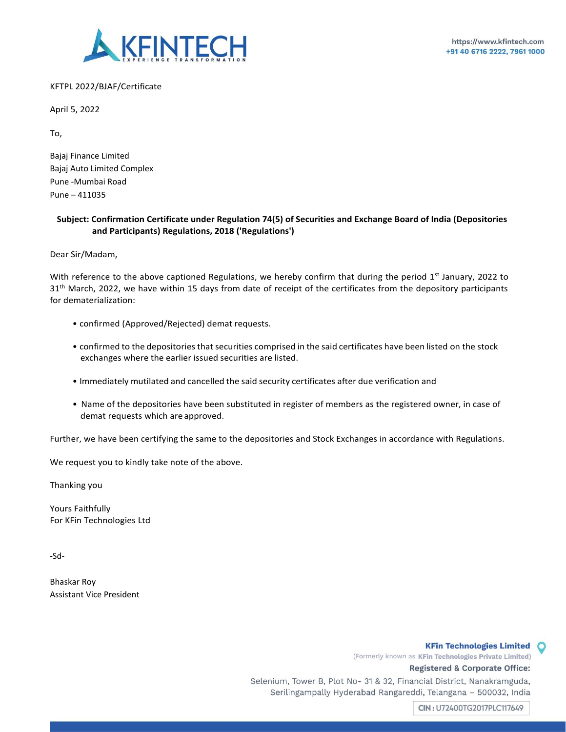KFTPL 2022/BJAF/Certificate

April 5, 2022

To,

Bajaj Finance Limited
Bajaj Auto Limited Complex
Pune -Mumbai Road
Pune – 411035

**Subject: Confirmation Certificate under Regulation 74(5) of Securities and Exchange Board of India (Depositories and Participants) Regulations, 2018 ('Regulations')**

Dear Sir/Madam,

With reference to the above captioned Regulations, we hereby confirm that during the period 1st January, 2022 to 31th March, 2022, we have within 15 days from date of receipt of the certificates from the depository participants for dematerialization:

- confirmed (Approved/Rejected) demat requests.
- confirmed to the depositories that securities comprised in the said certificates have been listed on the stock exchanges where the earlier issued securities are listed.
- Immediately mutilated and cancelled the said security certificates after due verification and
- Name of the depositories have been substituted in register of members as the registered owner, in case of demat requests which are approved.

Further, we have been certifying the same to the depositories and Stock Exchanges in accordance with Regulations.

We request you to kindly take note of the above.

Thanking you

Yours Faithfully
For KFin Technologies Ltd

-Sd-

Bhaskar Roy
Assistant Vice President

**KFin Technologies Limited**
(Formerly known as **KFin Technologies Private Limited**)
**Registered & Corporate Office:**
Selenium, Tower B, Plot No- 31 & 32, Financial District, Nanakramguda, Serilingampally Hyderabad Rangareddi, Telangana – 500032, India
CIN : U72400TG2017PLC117649